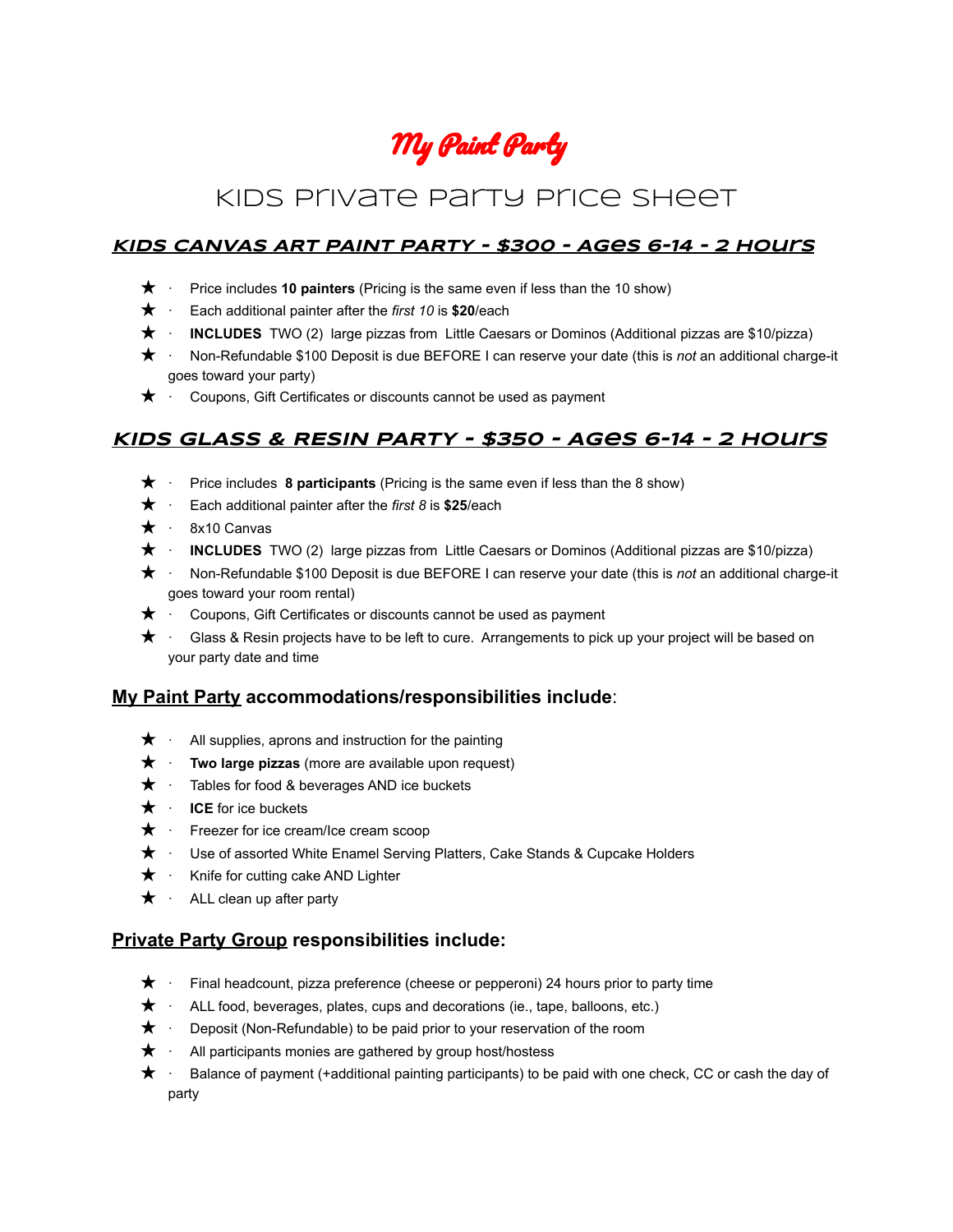# My Paint Party

## KIDS Private Party Price Sheet

### ***KIDS CANVAS ART PAINT PARTY - $300 - AGES 6-14 - 2 HOURS***

- Price includes **10 painters** (Pricing is the same even if less than the 10 show)
- Each additional painter after the *first 10* is **$20**/each
- **INCLUDES** TWO (2) large pizzas from Little Caesars or Dominos (Additional pizzas are $10/pizza)
- Non-Refundable $100 Deposit is due BEFORE I can reserve your date (this is *not* an additional charge-it goes toward your party)
- Coupons, Gift Certificates or discounts cannot be used as payment

### ***KIDS GLASS & RESIN PARTY - $350 - AGES 6-14 - 2 HOURS***

- Price includes **8 participants** (Pricing is the same even if less than the 8 show)
- Each additional painter after the *first 8* is **$25**/each
- 8x10 Canvas
- **INCLUDES** TWO (2) large pizzas from Little Caesars or Dominos (Additional pizzas are $10/pizza)
- Non-Refundable $100 Deposit is due BEFORE I can reserve your date (this is *not* an additional charge-it goes toward your room rental)
- Coupons, Gift Certificates or discounts cannot be used as payment
- Glass & Resin projects have to be left to cure. Arrangements to pick up your project will be based on your party date and time

### My Paint Party accommodations/responsibilities include:

- All supplies, aprons and instruction for the painting
- **Two large pizzas** (more are available upon request)
- Tables for food & beverages AND ice buckets
- **ICE** for ice buckets
- Freezer for ice cream/Ice cream scoop
- Use of assorted White Enamel Serving Platters, Cake Stands & Cupcake Holders
- Knife for cutting cake AND Lighter
- ALL clean up after party

### Private Party Group responsibilities include:

- Final headcount, pizza preference (cheese or pepperoni) 24 hours prior to party time
- ALL food, beverages, plates, cups and decorations (ie., tape, balloons, etc.)
- Deposit (Non-Refundable) to be paid prior to your reservation of the room
- All participants monies are gathered by group host/hostess
- Balance of payment (+additional painting participants) to be paid with one check, CC or cash the day of party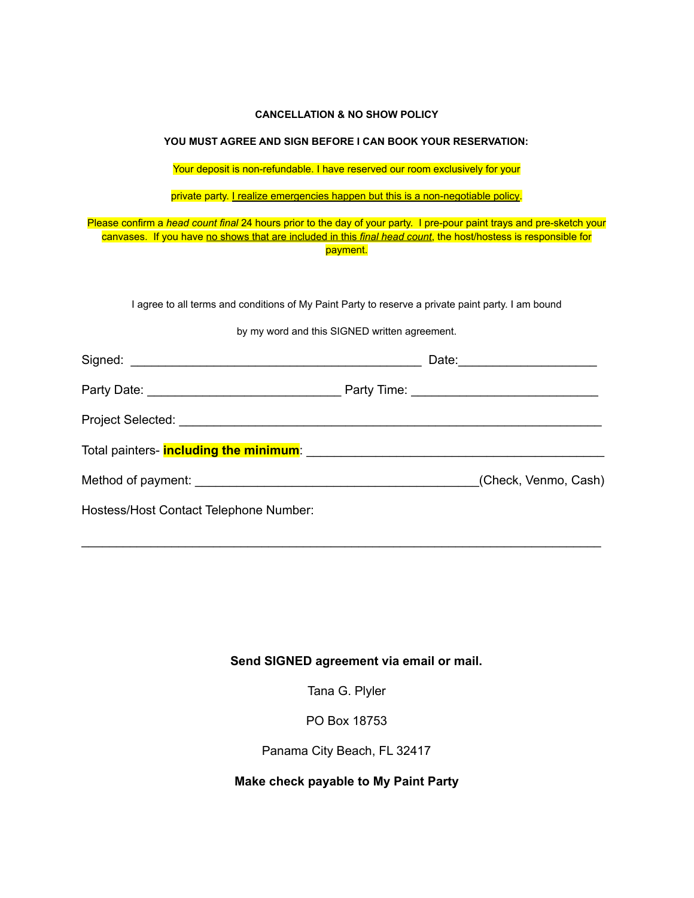**CANCELLATION & NO SHOW POLICY**

**YOU MUST AGREE AND SIGN BEFORE I CAN BOOK YOUR RESERVATION:**

Your deposit is non-refundable. I have reserved our room exclusively for your

private party. <u>I realize emergencies happen but this is a non-negotiable policy</u>.

Please confirm a *head count final* 24 hours prior to the day of your party. I pre-pour paint trays and pre-sketch your canvases. If you have <u>no shows that are included in this *final head count*</u>, the host/hostess is responsible for payment.

I agree to all terms and conditions of My Paint Party to reserve a private paint party. I am bound

by my word and this SIGNED written agreement.

Signed: ___________________________________________ Date:___________________

Party Date: ____________________________ Party Time: ___________________________

Project Selected: ______________________________________________________________

Total painters- **including the minimum**: ____________________________________________

Method of payment: _________________________________________(Check, Venmo, Cash)

Hostess/Host Contact Telephone Number:

_____________________________________________________________________________

**Send SIGNED agreement via email or mail.**

Tana G. Plyler

PO Box 18753

Panama City Beach, FL 32417

**Make check payable to My Paint Party**